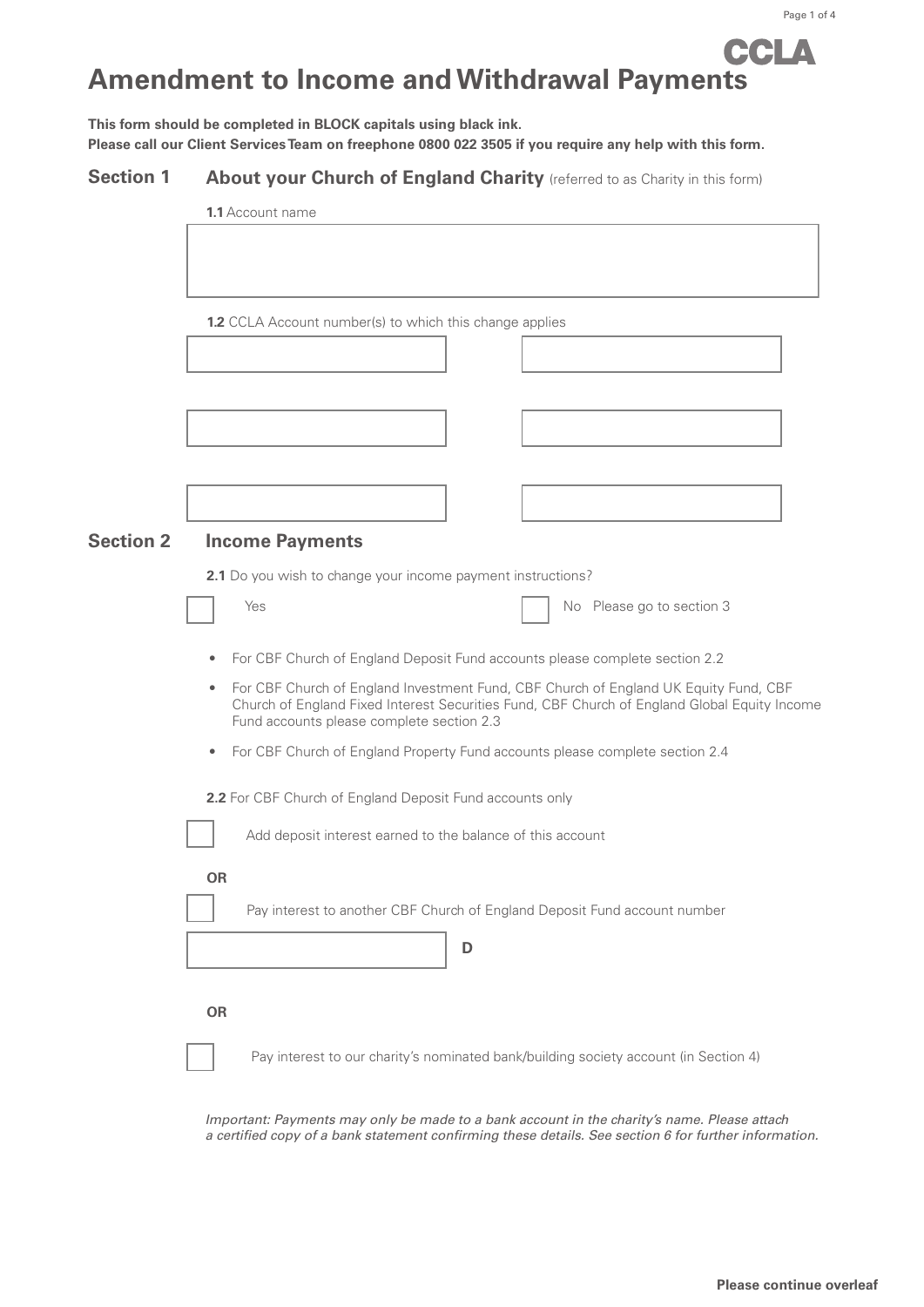CCLA

# Amendment to Income and Withdrawal Payments

**This form should be completed in BLOCK capitals using black ink.**
**Please call our Client Services Team on freephone 0800 022 3505 if you require any help with this form.**

## Section 1 About your Church of England Charity (referred to as Charity in this form)

**1.1** Account name

**1.2** CCLA Account number(s) to which this change applies

## Section 2 Income Payments

**2.1** Do you wish to change your income payment instructions?

☐ Yes ☐ No Please go to section 3

- For CBF Church of England Deposit Fund accounts please complete section 2.2
- For CBF Church of England Investment Fund, CBF Church of England UK Equity Fund, CBF Church of England Fixed Interest Securities Fund, CBF Church of England Global Equity Income Fund accounts please complete section 2.3
- For CBF Church of England Property Fund accounts please complete section 2.4

**2.2** For CBF Church of England Deposit Fund accounts only

☐ Add deposit interest earned to the balance of this account

**OR**

☐ Pay interest to another CBF Church of England Deposit Fund account number

D

**OR**

☐ Pay interest to our charity's nominated bank/building society account (in Section 4)

*Important: Payments may only be made to a bank account in the charity's name. Please attach a certified copy of a bank statement confirming these details. See section 6 for further information.*

**Please continue overleaf**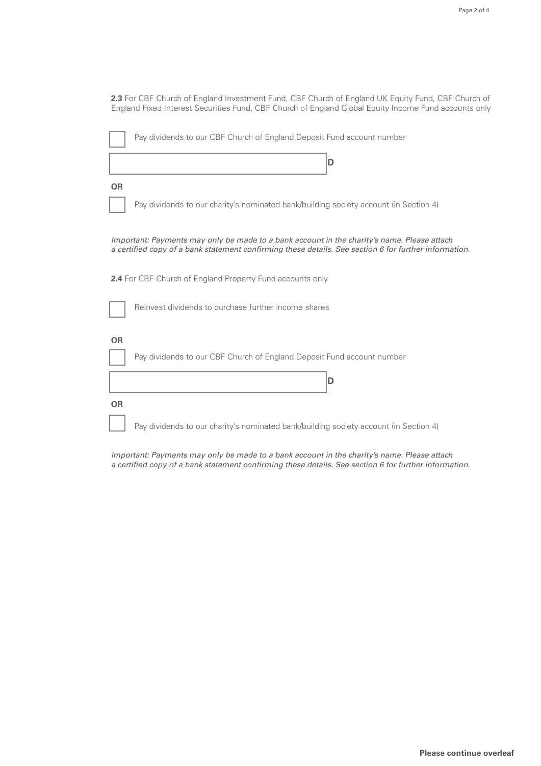**2.3** For CBF Church of England Investment Fund, CBF Church of England UK Equity Fund, CBF Church of England Fixed Interest Securities Fund, CBF Church of England Global Equity Income Fund accounts only

☐ Pay dividends to our CBF Church of England Deposit Fund account number

D

**OR**

☐ Pay dividends to our charity's nominated bank/building society account (in Section 4)

*Important: Payments may only be made to a bank account in the charity's name. Please attach a certified copy of a bank statement confirming these details. See section 6 for further information.*

**2.4** For CBF Church of England Property Fund accounts only

☐ Reinvest dividends to purchase further income shares

**OR**

☐ Pay dividends to our CBF Church of England Deposit Fund account number

D

**OR**

☐ Pay dividends to our charity's nominated bank/building society account (in Section 4)

*Important: Payments may only be made to a bank account in the charity's name. Please attach a certified copy of a bank statement confirming these details. See section 6 for further information.*

**Please continue overleaf**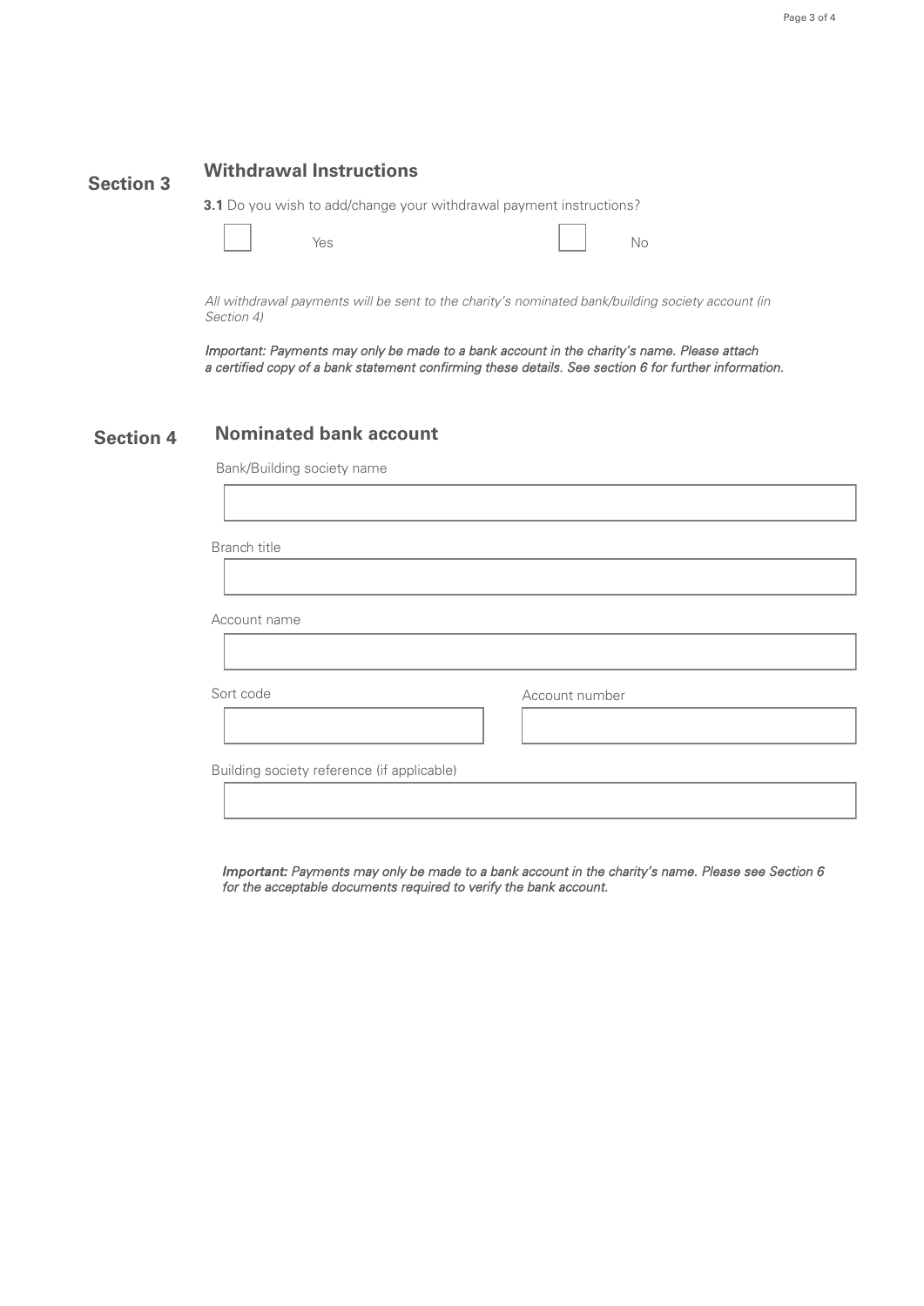## Section 3 Withdrawal Instructions

**3.1** Do you wish to add/change your withdrawal payment instructions?

☐ Yes ☐ No

*All withdrawal payments will be sent to the charity's nominated bank/building society account (in Section 4)*

*Important: Payments may only be made to a bank account in the charity's name. Please attach a certified copy of a bank statement confirming these details. See section 6 for further information.*

## Section 4 Nominated bank account

Bank/Building society name

Branch title

Account name

Sort code

Account number

Building society reference (if applicable)

***Important:*** *Payments may only be made to a bank account in the charity's name. Please see Section 6 for the acceptable documents required to verify the bank account.*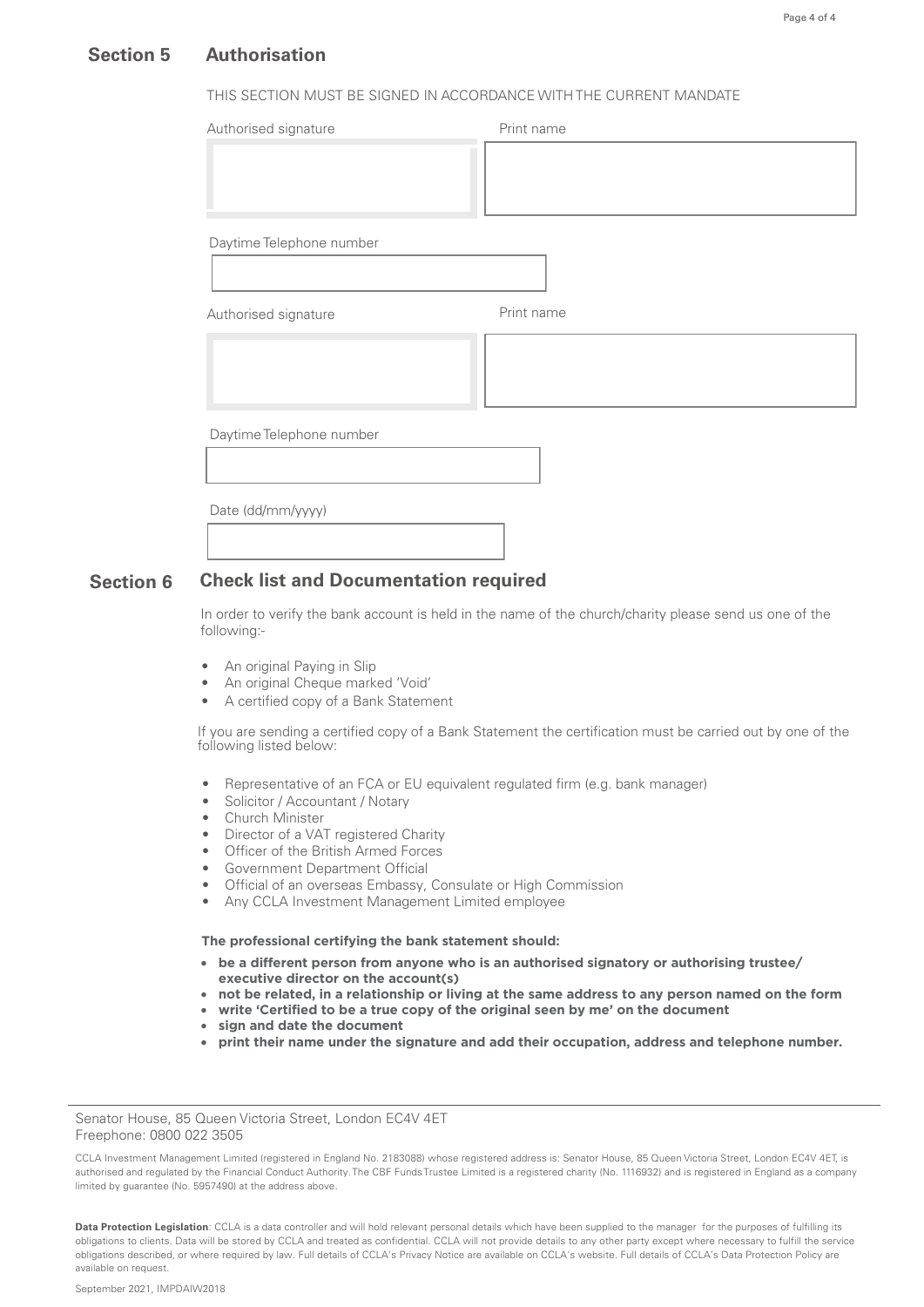## Section 5 Authorisation

THIS SECTION MUST BE SIGNED IN ACCORDANCE WITH THE CURRENT MANDATE

Authorised signature

Print name

Daytime Telephone number

Authorised signature

Print name

Daytime Telephone number

Date (dd/mm/yyyy)

## Section 6 Check list and Documentation required

In order to verify the bank account is held in the name of the church/charity please send us one of the following:-

- An original Paying in Slip
- An original Cheque marked 'Void'
- A certified copy of a Bank Statement

If you are sending a certified copy of a Bank Statement the certification must be carried out by one of the following listed below:

- Representative of an FCA or EU equivalent regulated firm (e.g. bank manager)
- Solicitor / Accountant / Notary
- Church Minister
- Director of a VAT registered Charity
- Officer of the British Armed Forces
- Government Department Official
- Official of an overseas Embassy, Consulate or High Commission
- Any CCLA Investment Management Limited employee

**The professional certifying the bank statement should:**

- **be a different person from anyone who is an authorised signatory or authorising trustee/ executive director on the account(s)**
- **not be related, in a relationship or living at the same address to any person named on the form**
- **write 'Certified to be a true copy of the original seen by me' on the document**
- **sign and date the document**
- **print their name under the signature and add their occupation, address and telephone number.**

Senator House, 85 Queen Victoria Street, London EC4V 4ET
Freephone: 0800 022 3505

CCLA Investment Management Limited (registered in England No. 2183088) whose registered address is: Senator House, 85 Queen Victoria Street, London EC4V 4ET, is authorised and regulated by the Financial Conduct Authority. The CBF Funds Trustee Limited is a registered charity (No. 1116932) and is registered in England as a company limited by guarantee (No. 5957490) at the address above.

**Data Protection Legislation**: CCLA is a data controller and will hold relevant personal details which have been supplied to the manager for the purposes of fulfilling its obligations to clients. Data will be stored by CCLA and treated as confidential. CCLA will not provide details to any other party except where necessary to fulfill the service obligations described, or where required by law. Full details of CCLA's Privacy Notice are available on CCLA's website. Full details of CCLA's Data Protection Policy are available on request.

September 2021, IMPDAIW2018